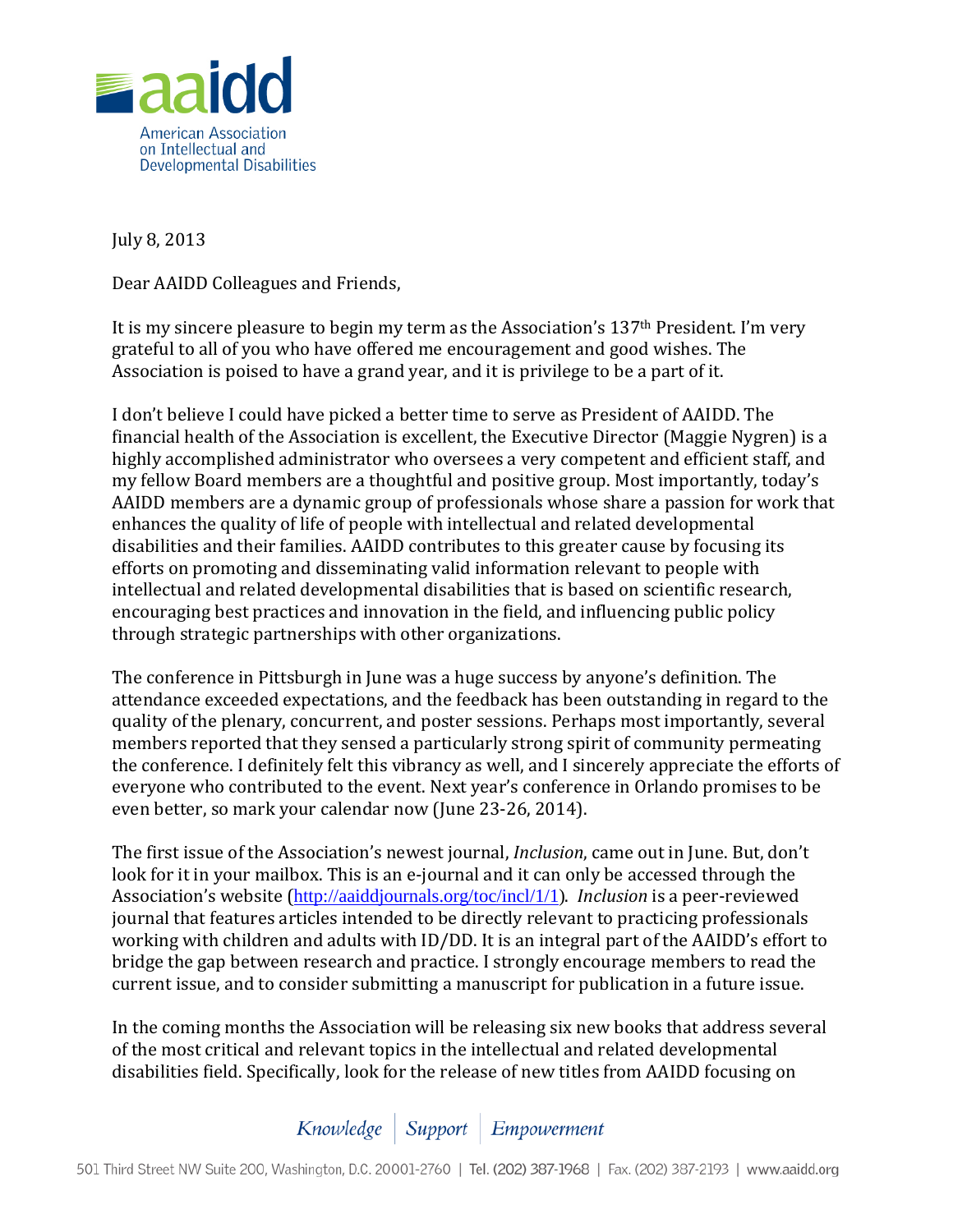American Association on Intellectual and Developmental Disabilities

July 8, 2013

Dear AAIDD Colleagues and Friends,

It is my sincere pleasure to begin my term as the Association's 137th President. I'm very grateful to all of you who have offered me encouragement and good wishes. The Association is poised to have a grand year, and it is privilege to be a part of it.

I don't believe I could have picked a better time to serve as President of AAIDD. The financial health of the Association is excellent, the Executive Director (Maggie Nygren) is a highly accomplished administrator who oversees a very competent and efficient staff, and my fellow Board members are a thoughtful and positive group. Most importantly, today's AAIDD members are a dynamic group of professionals whose share a passion for work that enhances the quality of life of people with intellectual and related developmental disabilities and their families. AAIDD contributes to this greater cause by focusing its efforts on promoting and disseminating valid information relevant to people with intellectual and related developmental disabilities that is based on scientific research, encouraging best practices and innovation in the field, and influencing public policy through strategic partnerships with other organizations.

The conference in Pittsburgh in June was a huge success by anyone's definition. The attendance exceeded expectations, and the feedback has been outstanding in regard to the quality of the plenary, concurrent, and poster sessions. Perhaps most importantly, several members reported that they sensed a particularly strong spirit of community permeating the conference. I definitely felt this vibrancy as well, and I sincerely appreciate the efforts of everyone who contributed to the event. Next year's conference in Orlando promises to be even better, so mark your calendar now (June 23-26, 2014).

The first issue of the Association's newest journal, *Inclusion*, came out in June. But, don't look for it in your mailbox. This is an e-journal and it can only be accessed through the Association's website (http://aaiddjournals.org/toc/incl/1/1). *Inclusion* is a peer-reviewed journal that features articles intended to be directly relevant to practicing professionals working with children and adults with ID/DD. It is an integral part of the AAIDD's effort to bridge the gap between research and practice. I strongly encourage members to read the current issue, and to consider submitting a manuscript for publication in a future issue.

In the coming months the Association will be releasing six new books that address several of the most critical and relevant topics in the intellectual and related developmental disabilities field. Specifically, look for the release of new titles from AAIDD focusing on

*Knowledge | Support | Empowerment*

501 Third Street NW Suite 200, Washington, D.C. 20001-2760 | Tel. (202) 387-1968 | Fax. (202) 387-2193 | www.aaidd.org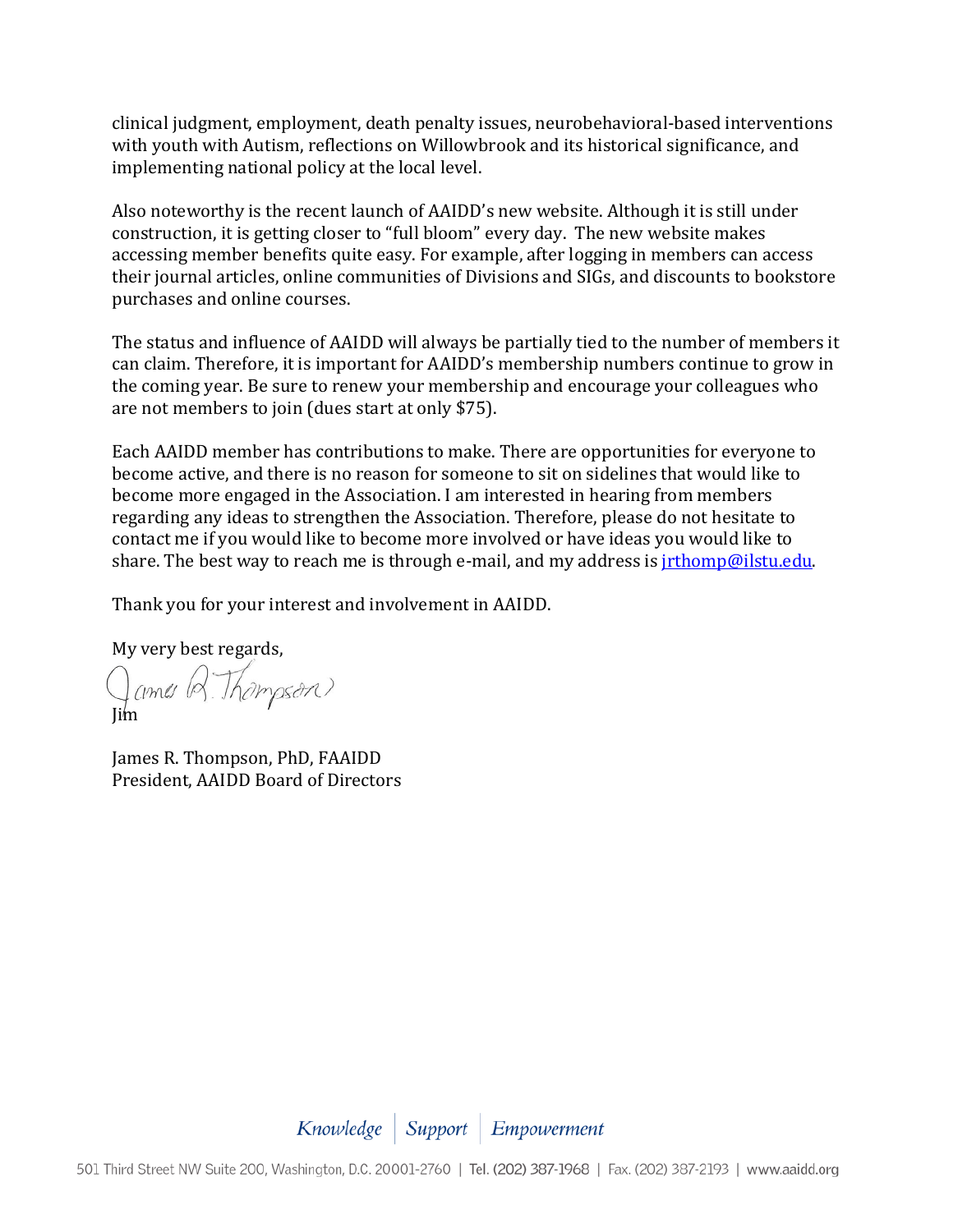clinical judgment, employment, death penalty issues, neurobehavioral-based interventions with youth with Autism, reflections on Willowbrook and its historical significance, and implementing national policy at the local level.

Also noteworthy is the recent launch of AAIDD's new website. Although it is still under construction, it is getting closer to "full bloom" every day. The new website makes accessing member benefits quite easy. For example, after logging in members can access their journal articles, online communities of Divisions and SIGs, and discounts to bookstore purchases and online courses.

The status and influence of AAIDD will always be partially tied to the number of members it can claim. Therefore, it is important for AAIDD's membership numbers continue to grow in the coming year. Be sure to renew your membership and encourage your colleagues who are not members to join (dues start at only $75).

Each AAIDD member has contributions to make. There are opportunities for everyone to become active, and there is no reason for someone to sit on sidelines that would like to become more engaged in the Association. I am interested in hearing from members regarding any ideas to strengthen the Association. Therefore, please do not hesitate to contact me if you would like to become more involved or have ideas you would like to share. The best way to reach me is through e-mail, and my address is jrthomp@ilstu.edu.

Thank you for your interest and involvement in AAIDD.

My very best regards,

Jim

James R. Thompson, PhD, FAAIDD
President, AAIDD Board of Directors